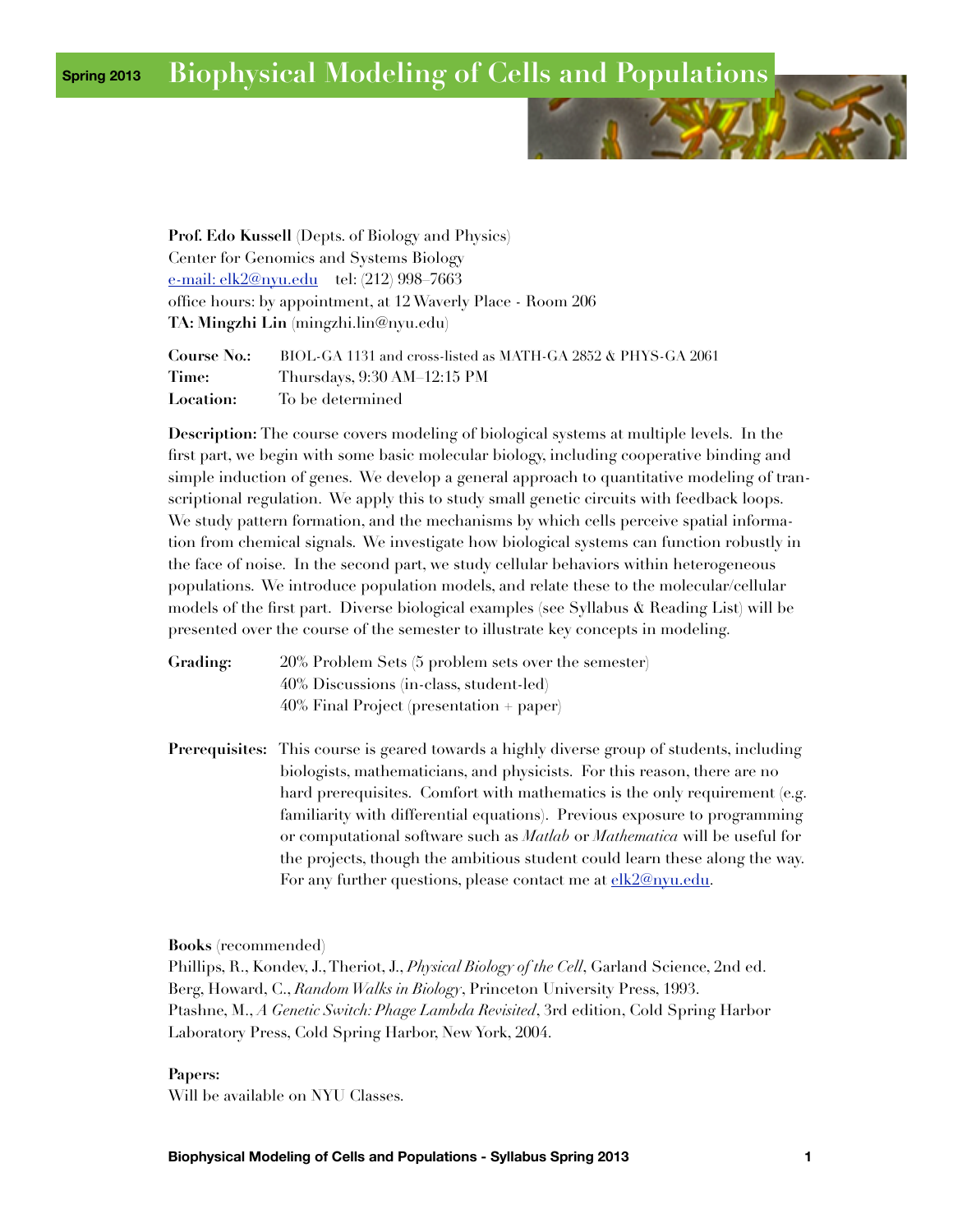Spring 2013

# Biophysical Modeling of Cells and Populations

**Prof. Edo Kussell** (Depts. of Biology and Physics)
Center for Genomics and Systems Biology
e-mail: elk2@nyu.edu tel: (212) 998–7663
office hours: by appointment, at 12 Waverly Place - Room 206
**TA: Mingzhi Lin** (mingzhi.lin@nyu.edu)

**Course No.:** BIOL-GA 1131 and cross-listed as MATH-GA 2852 & PHYS-GA 2061
**Time:** Thursdays, 9:30 AM–12:15 PM
**Location:** To be determined

**Description:** The course covers modeling of biological systems at multiple levels. In the first part, we begin with some basic molecular biology, including cooperative binding and simple induction of genes. We develop a general approach to quantitative modeling of transcriptional regulation. We apply this to study small genetic circuits with feedback loops. We study pattern formation, and the mechanisms by which cells perceive spatial information from chemical signals. We investigate how biological systems can function robustly in the face of noise. In the second part, we study cellular behaviors within heterogeneous populations. We introduce population models, and relate these to the molecular/cellular models of the first part. Diverse biological examples (see Syllabus & Reading List) will be presented over the course of the semester to illustrate key concepts in modeling.

**Grading:**
20% Problem Sets (5 problem sets over the semester)
40% Discussions (in-class, student-led)
40% Final Project (presentation + paper)

**Prerequisites:** This course is geared towards a highly diverse group of students, including biologists, mathematicians, and physicists. For this reason, there are no hard prerequisites. Comfort with mathematics is the only requirement (e.g. familiarity with differential equations). Previous exposure to programming or computational software such as *Matlab* or *Mathematica* will be useful for the projects, though the ambitious student could learn these along the way. For any further questions, please contact me at elk2@nyu.edu.

**Books** (recommended)
Phillips, R., Kondev, J., Theriot, J., *Physical Biology of the Cell*, Garland Science, 2nd ed.
Berg, Howard, C., *Random Walks in Biology*, Princeton University Press, 1993.
Ptashne, M., *A Genetic Switch: Phage Lambda Revisited*, 3rd edition, Cold Spring Harbor Laboratory Press, Cold Spring Harbor, New York, 2004.

**Papers:**
Will be available on NYU Classes.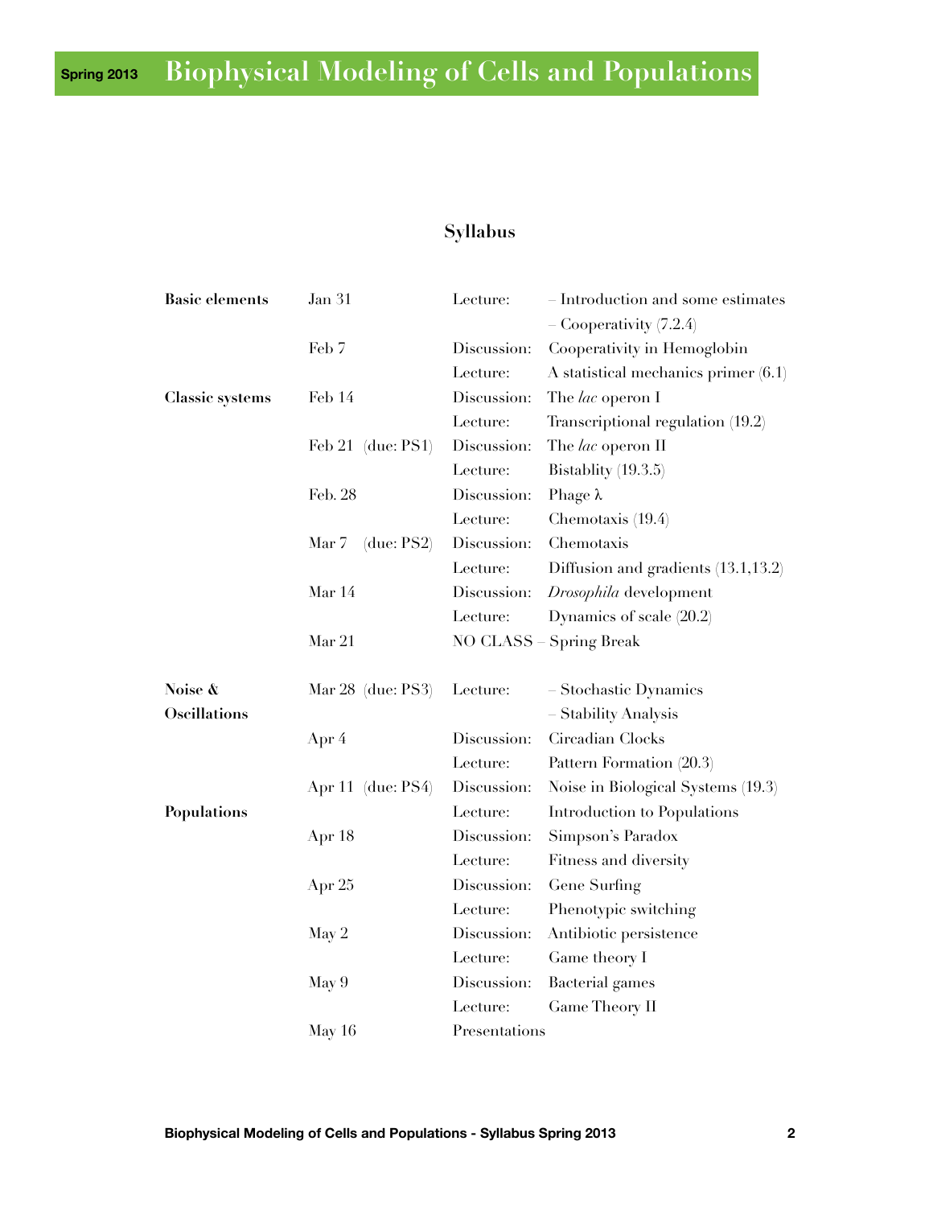## Syllabus

| Section | Date | Type | Topic |
|---|---|---|---|
| **Basic elements** | Jan 31 | Lecture: | – Introduction and some estimates<br>– Cooperativity (7.2.4) |
| | Feb 7 | Discussion: | Cooperativity in Hemoglobin |
| | | Lecture: | A statistical mechanics primer (6.1) |
| **Classic systems** | Feb 14 | Discussion: | The *lac* operon I |
| | | Lecture: | Transcriptional regulation (19.2) |
| | Feb 21 (due: PS1) | Discussion: | The *lac* operon II |
| | | Lecture: | Bistablity (19.3.5) |
| | Feb. 28 | Discussion: | Phage λ |
| | | Lecture: | Chemotaxis (19.4) |
| | Mar 7 (due: PS2) | Discussion: | Chemotaxis |
| | | Lecture: | Diffusion and gradients (13.1,13.2) |
| | Mar 14 | Discussion: | *Drosophila* development |
| | | Lecture: | Dynamics of scale (20.2) |
| | Mar 21 | NO CLASS – Spring Break | |
| **Noise & Oscillations** | Mar 28 (due: PS3) | Lecture: | – Stochastic Dynamics<br>– Stability Analysis |
| | Apr 4 | Discussion: | Circadian Clocks |
| | | Lecture: | Pattern Formation (20.3) |
| | Apr 11 (due: PS4) | Discussion: | Noise in Biological Systems (19.3) |
| **Populations** | | Lecture: | Introduction to Populations |
| | Apr 18 | Discussion: | Simpson's Paradox |
| | | Lecture: | Fitness and diversity |
| | Apr 25 | Discussion: | Gene Surfing |
| | | Lecture: | Phenotypic switching |
| | May 2 | Discussion: | Antibiotic persistence |
| | | Lecture: | Game theory I |
| | May 9 | Discussion: | Bacterial games |
| | | Lecture: | Game Theory II |
| | May 16 | Presentations | |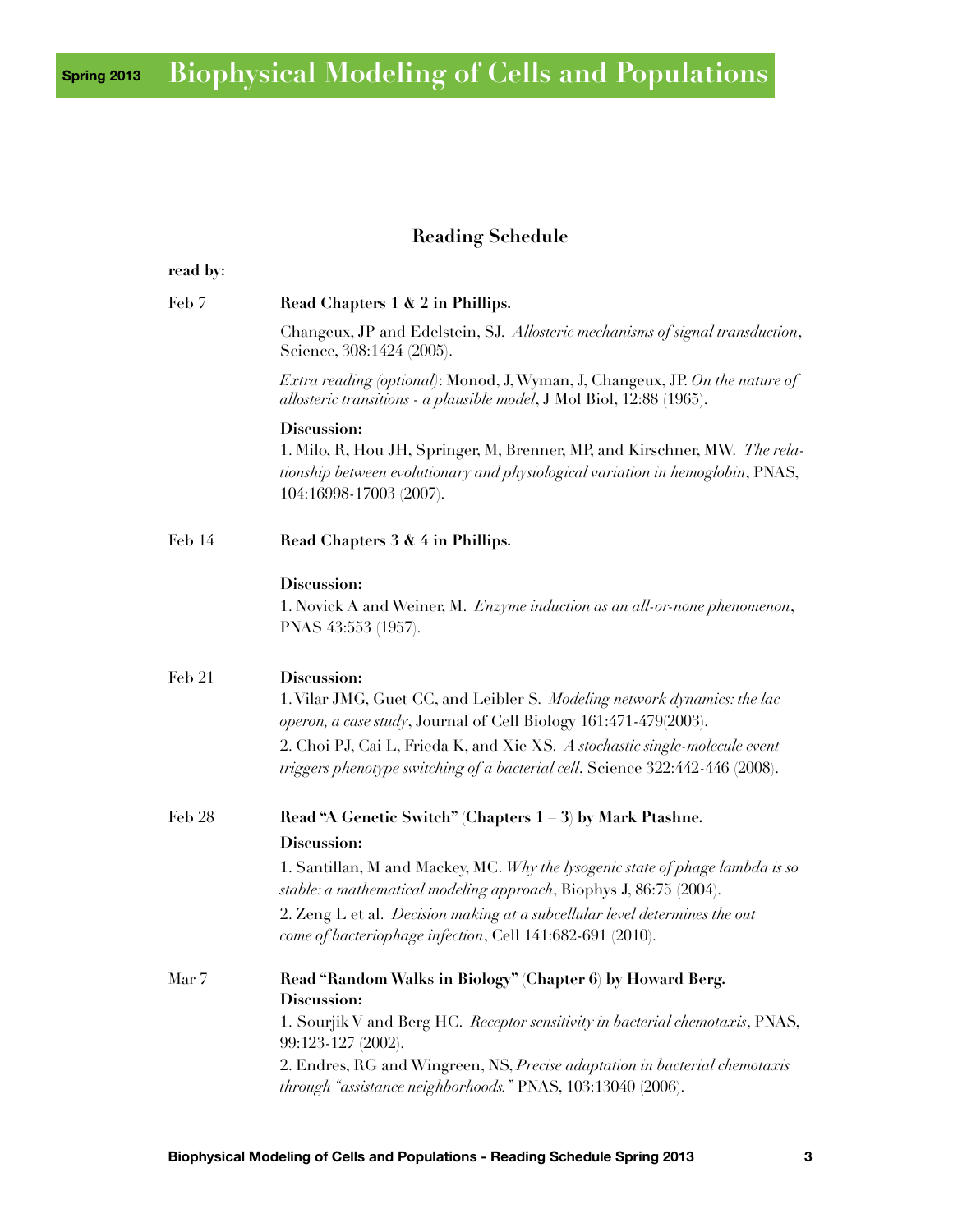## Reading Schedule

**read by:**

**Feb 7**

**Read Chapters 1 & 2 in Phillips.**

Changeux, JP and Edelstein, SJ. *Allosteric mechanisms of signal transduction*, Science, 308:1424 (2005).

*Extra reading (optional)*: Monod, J, Wyman, J, Changeux, JP. *On the nature of allosteric transitions - a plausible model*, J Mol Biol, 12:88 (1965).

**Discussion:**

1. Milo, R, Hou JH, Springer, M, Brenner, MP, and Kirschner, MW. *The relationship between evolutionary and physiological variation in hemoglobin*, PNAS, 104:16998-17003 (2007).

**Feb 14**

**Read Chapters 3 & 4 in Phillips.**

**Discussion:**

1. Novick A and Weiner, M. *Enzyme induction as an all-or-none phenomenon*, PNAS 43:553 (1957).

**Feb 21**

**Discussion:**

1. Vilar JMG, Guet CC, and Leibler S. *Modeling network dynamics: the lac operon, a case study*, Journal of Cell Biology 161:471-479(2003).
2. Choi PJ, Cai L, Frieda K, and Xie XS. *A stochastic single-molecule event triggers phenotype switching of a bacterial cell*, Science 322:442-446 (2008).

**Feb 28**

**Read "A Genetic Switch" (Chapters 1 – 3) by Mark Ptashne.**

**Discussion:**

1. Santillan, M and Mackey, MC. *Why the lysogenic state of phage lambda is so stable: a mathematical modeling approach*, Biophys J, 86:75 (2004).
2. Zeng L et al. *Decision making at a subcellular level determines the out come of bacteriophage infection*, Cell 141:682-691 (2010).

**Mar 7**

**Read "Random Walks in Biology" (Chapter 6) by Howard Berg.**

**Discussion:**

1. Sourjik V and Berg HC. *Receptor sensitivity in bacterial chemotaxis*, PNAS, 99:123-127 (2002).
2. Endres, RG and Wingreen, NS, *Precise adaptation in bacterial chemotaxis through "assistance neighborhoods."* PNAS, 103:13040 (2006).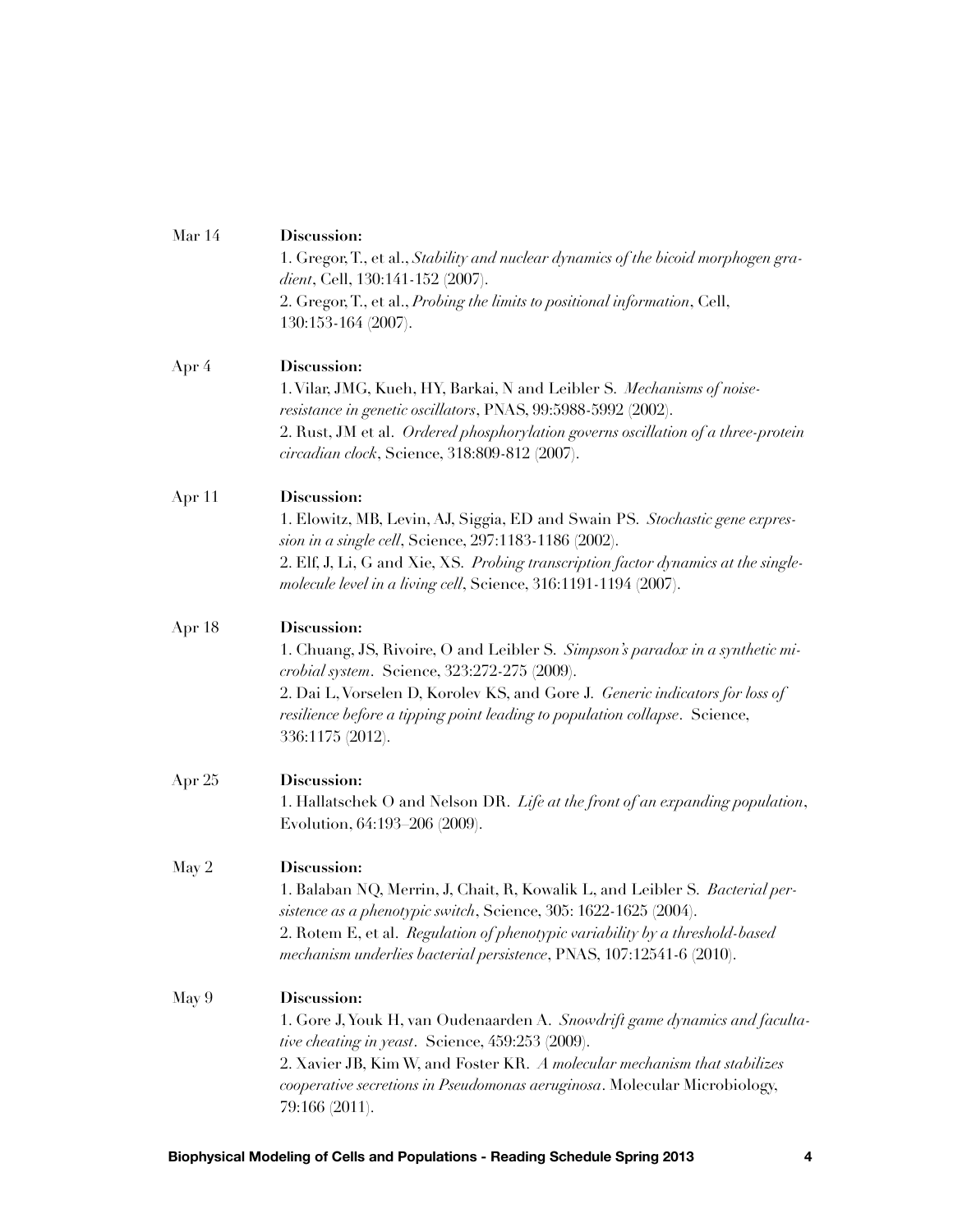Mar 14 **Discussion:**

1. Gregor, T., et al., *Stability and nuclear dynamics of the bicoid morphogen gradient*, Cell, 130:141-152 (2007).
2. Gregor, T., et al., *Probing the limits to positional information*, Cell, 130:153-164 (2007).

Apr 4 **Discussion:**

1. Vilar, JMG, Kueh, HY, Barkai, N and Leibler S. *Mechanisms of noise-resistance in genetic oscillators*, PNAS, 99:5988-5992 (2002).
2. Rust, JM et al. *Ordered phosphorylation governs oscillation of a three-protein circadian clock*, Science, 318:809-812 (2007).

Apr 11 **Discussion:**

1. Elowitz, MB, Levin, AJ, Siggia, ED and Swain PS. *Stochastic gene expression in a single cell*, Science, 297:1183-1186 (2002).
2. Elf, J, Li, G and Xie, XS. *Probing transcription factor dynamics at the single-molecule level in a living cell*, Science, 316:1191-1194 (2007).

Apr 18 **Discussion:**

1. Chuang, JS, Rivoire, O and Leibler S. *Simpson's paradox in a synthetic microbial system*. Science, 323:272-275 (2009).
2. Dai L, Vorselen D, Korolev KS, and Gore J. *Generic indicators for loss of resilience before a tipping point leading to population collapse*. Science, 336:1175 (2012).

Apr 25 **Discussion:**

1. Hallatschek O and Nelson DR. *Life at the front of an expanding population*, Evolution, 64:193–206 (2009).

May 2 **Discussion:**

1. Balaban NQ, Merrin, J, Chait, R, Kowalik L, and Leibler S. *Bacterial persistence as a phenotypic switch*, Science, 305: 1622-1625 (2004).
2. Rotem E, et al. *Regulation of phenotypic variability by a threshold-based mechanism underlies bacterial persistence*, PNAS, 107:12541-6 (2010).

May 9 **Discussion:**

1. Gore J, Youk H, van Oudenaarden A. *Snowdrift game dynamics and facultative cheating in yeast*. Science, 459:253 (2009).
2. Xavier JB, Kim W, and Foster KR. *A molecular mechanism that stabilizes cooperative secretions in Pseudomonas aeruginosa*. Molecular Microbiology, 79:166 (2011).